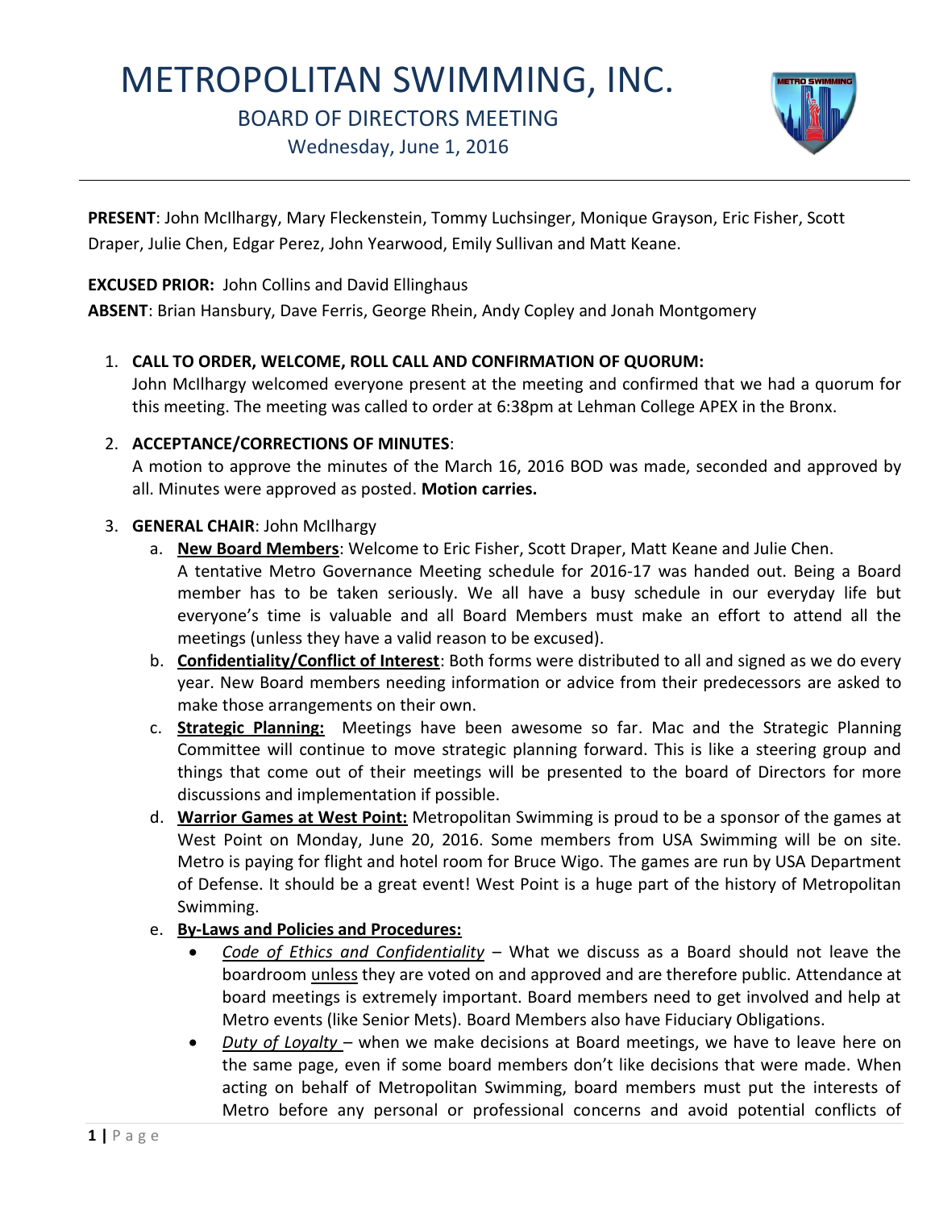# METROPOLITAN SWIMMING, INC.

## BOARD OF DIRECTORS MEETING

### Wednesday, June 1, 2016

**PRESENT**: John McIlhargy, Mary Fleckenstein, Tommy Luchsinger, Monique Grayson, Eric Fisher, Scott Draper, Julie Chen, Edgar Perez, John Yearwood, Emily Sullivan and Matt Keane.

**EXCUSED PRIOR:** John Collins and David Ellinghaus

**ABSENT**: Brian Hansbury, Dave Ferris, George Rhein, Andy Copley and Jonah Montgomery

1. **CALL TO ORDER, WELCOME, ROLL CALL AND CONFIRMATION OF QUORUM:**
   John McIlhargy welcomed everyone present at the meeting and confirmed that we had a quorum for this meeting. The meeting was called to order at 6:38pm at Lehman College APEX in the Bronx.

2. **ACCEPTANCE/CORRECTIONS OF MINUTES**:
   A motion to approve the minutes of the March 16, 2016 BOD was made, seconded and approved by all. Minutes were approved as posted. **Motion carries.**

3. **GENERAL CHAIR**: John McIlhargy
   a. **New Board Members**: Welcome to Eric Fisher, Scott Draper, Matt Keane and Julie Chen.
      A tentative Metro Governance Meeting schedule for 2016-17 was handed out. Being a Board member has to be taken seriously. We all have a busy schedule in our everyday life but everyone's time is valuable and all Board Members must make an effort to attend all the meetings (unless they have a valid reason to be excused).
   b. **Confidentiality/Conflict of Interest**: Both forms were distributed to all and signed as we do every year. New Board members needing information or advice from their predecessors are asked to make those arrangements on their own.
   c. **Strategic Planning:** Meetings have been awesome so far. Mac and the Strategic Planning Committee will continue to move strategic planning forward. This is like a steering group and things that come out of their meetings will be presented to the board of Directors for more discussions and implementation if possible.
   d. **Warrior Games at West Point:** Metropolitan Swimming is proud to be a sponsor of the games at West Point on Monday, June 20, 2016. Some members from USA Swimming will be on site. Metro is paying for flight and hotel room for Bruce Wigo. The games are run by USA Department of Defense. It should be a great event! West Point is a huge part of the history of Metropolitan Swimming.
   e. **By-Laws and Policies and Procedures:**
      - *Code of Ethics and Confidentiality* – What we discuss as a Board should not leave the boardroom unless they are voted on and approved and are therefore public. Attendance at board meetings is extremely important. Board members need to get involved and help at Metro events (like Senior Mets). Board Members also have Fiduciary Obligations.
      - *Duty of Loyalty* – when we make decisions at Board meetings, we have to leave here on the same page, even if some board members don't like decisions that were made. When acting on behalf of Metropolitan Swimming, board members must put the interests of Metro before any personal or professional concerns and avoid potential conflicts of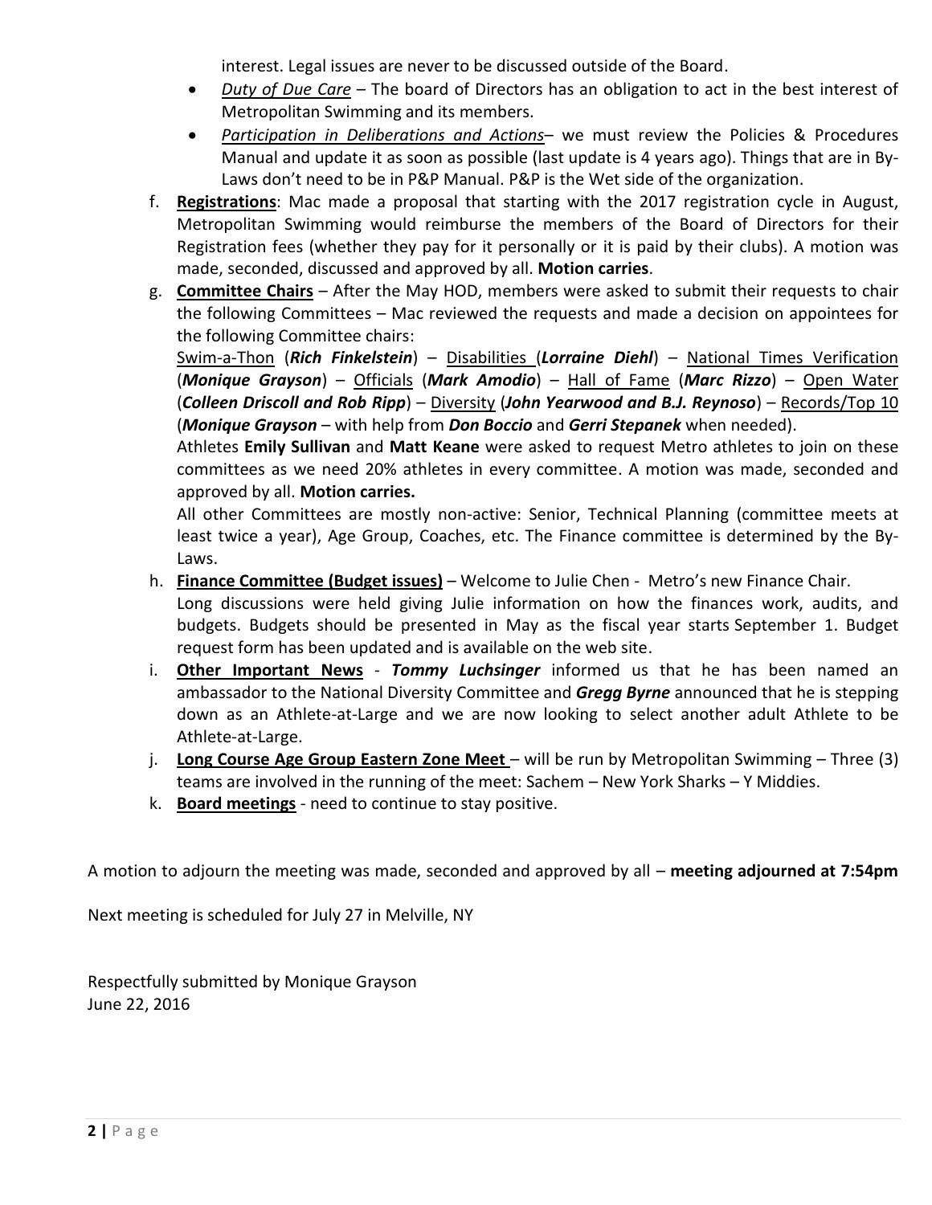interest. Legal issues are never to be discussed outside of the Board.

- *Duty of Due Care* – The board of Directors has an obligation to act in the best interest of Metropolitan Swimming and its members.
- *Participation in Deliberations and Actions*– we must review the Policies & Procedures Manual and update it as soon as possible (last update is 4 years ago). Things that are in By-Laws don't need to be in P&P Manual. P&P is the Wet side of the organization.

f. **Registrations**: Mac made a proposal that starting with the 2017 registration cycle in August, Metropolitan Swimming would reimburse the members of the Board of Directors for their Registration fees (whether they pay for it personally or it is paid by their clubs). A motion was made, seconded, discussed and approved by all. **Motion carries**.

g. **Committee Chairs** – After the May HOD, members were asked to submit their requests to chair the following Committees – Mac reviewed the requests and made a decision on appointees for the following Committee chairs:
Swim-a-Thon (***Rich Finkelstein***) – Disabilities (***Lorraine Diehl***) – National Times Verification (***Monique Grayson***) – Officials (***Mark Amodio***) – Hall of Fame (***Marc Rizzo***) – Open Water (***Colleen Driscoll and Rob Ripp***) – Diversity (***John Yearwood and B.J. Reynoso***) – Records/Top 10 (***Monique Grayson*** – with help from ***Don Boccio*** and ***Gerri Stepanek*** when needed).
Athletes **Emily Sullivan** and **Matt Keane** were asked to request Metro athletes to join on these committees as we need 20% athletes in every committee. A motion was made, seconded and approved by all. **Motion carries.**
All other Committees are mostly non-active: Senior, Technical Planning (committee meets at least twice a year), Age Group, Coaches, etc. The Finance committee is determined by the By-Laws.

h. **Finance Committee (Budget issues)** – Welcome to Julie Chen - Metro's new Finance Chair.
Long discussions were held giving Julie information on how the finances work, audits, and budgets. Budgets should be presented in May as the fiscal year starts September 1. Budget request form has been updated and is available on the web site.

i. **Other Important News** - ***Tommy Luchsinger*** informed us that he has been named an ambassador to the National Diversity Committee and ***Gregg Byrne*** announced that he is stepping down as an Athlete-at-Large and we are now looking to select another adult Athlete to be Athlete-at-Large.

j. **Long Course Age Group Eastern Zone Meet** – will be run by Metropolitan Swimming – Three (3) teams are involved in the running of the meet: Sachem – New York Sharks – Y Middies.

k. **Board meetings** - need to continue to stay positive.

A motion to adjourn the meeting was made, seconded and approved by all – **meeting adjourned at 7:54pm**

Next meeting is scheduled for July 27 in Melville, NY

Respectfully submitted by Monique Grayson
June 22, 2016